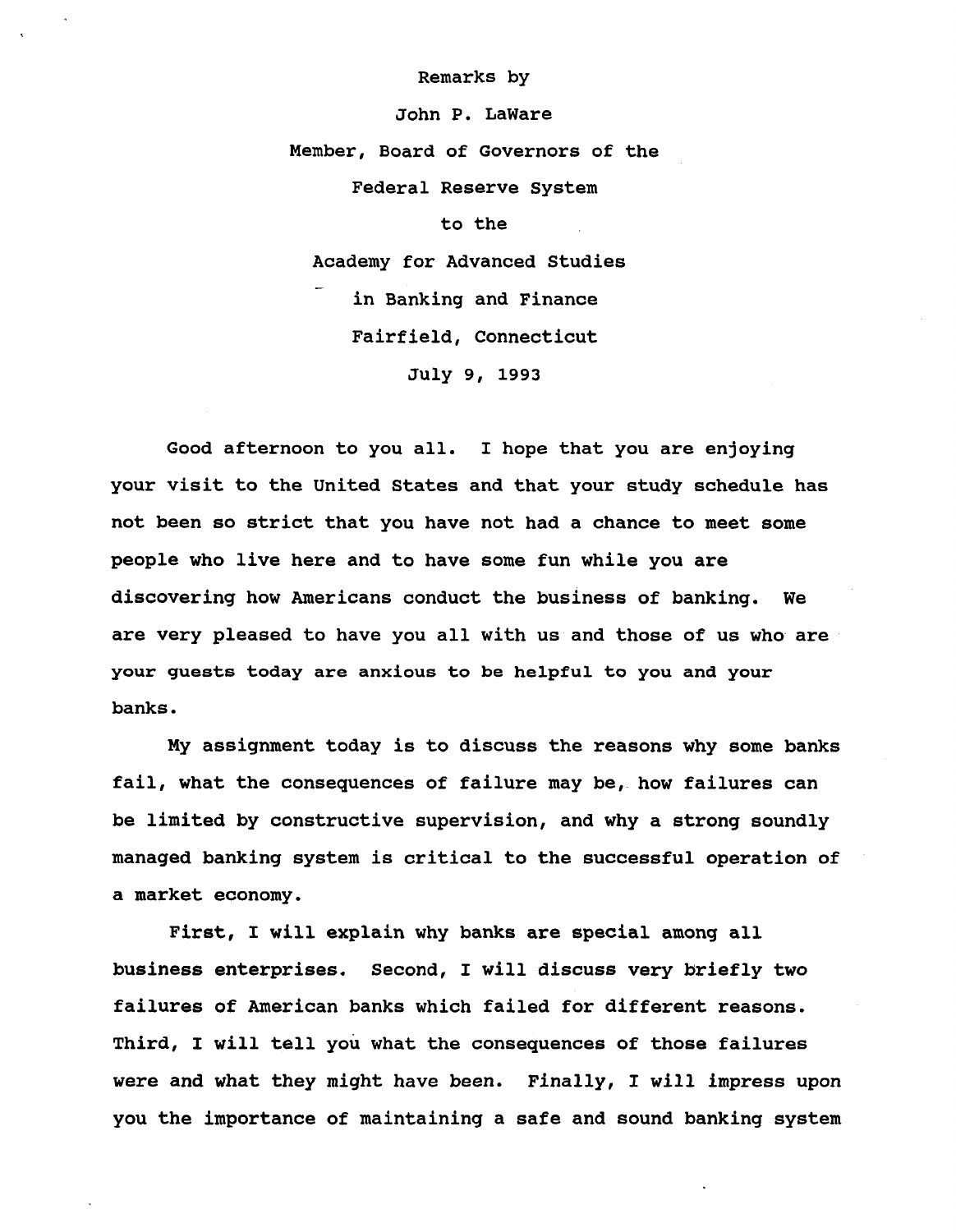Remarks by

John P. LaWare

Member, Board of Governors of the

Federal Reserve System

to the

Academy for Advanced Studies

in Banking and Finance

Fairfield, Connecticut

July 9, 1993

Good afternoon to you all. I hope that you are enjoying your visit to the United States and that your study schedule has not been so strict that you have not had a chance to meet some people who live here and to have some fun while you are discovering how Americans conduct the business of banking. We are very pleased to have you all with us and those of us who are your guests today are anxious to be helpful to you and your banks.

My assignment today is to discuss the reasons why some banks fail, what the consequences of failure may be, how failures can be limited by constructive supervision, and why a strong soundly managed banking system is critical to the successful operation of a market economy.

First, I will explain why banks are special among all business enterprises. Second, I will discuss very briefly two failures of American banks which failed for different reasons. Third, I will tell you what the consequences of those failures were and what they might have been. Finally, I will impress upon you the importance of maintaining a safe and sound banking system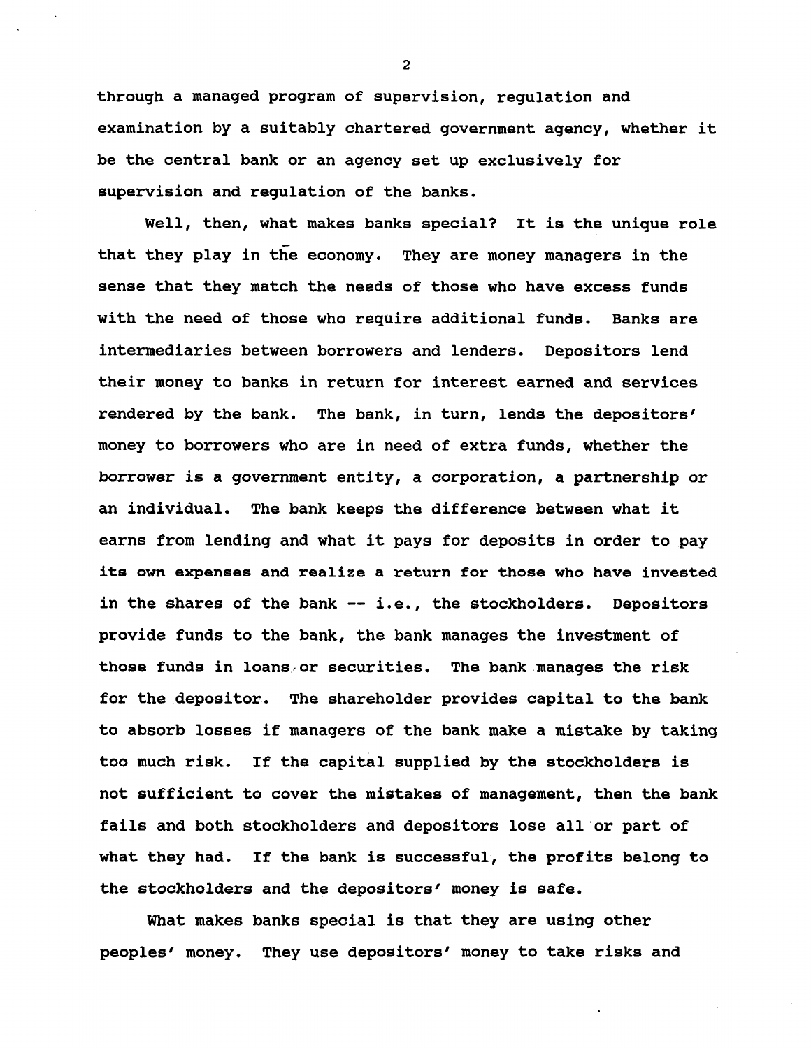through a managed program of supervision, regulation and examination by a suitably chartered government agency, whether it be the central bank or an agency set up exclusively for supervision and regulation of the banks.

Well, then, what makes banks special? It is the unique role that they play in the economy. They are money managers in the sense that they match the needs of those who have excess funds with the need of those who require additional funds. Banks are intermediaries between borrowers and lenders. Depositors lend their money to banks in return for interest earned and services rendered by the bank. The bank, in turn, lends the depositors' money to borrowers who are in need of extra funds, whether the borrower is a government entity, a corporation, a partnership or an individual. The bank keeps the difference between what it earns from lending and what it pays for deposits in order to pay its own expenses and realize a return for those who have invested in the shares of the bank -- i.e., the stockholders. Depositors provide funds to the bank, the bank manages the investment of those funds in loans or securities. The bank manages the risk for the depositor. The shareholder provides capital to the bank to absorb losses if managers of the bank make a mistake by taking too much risk. If the capital supplied by the stockholders is not sufficient to cover the mistakes of management, then the bank fails and both stockholders and depositors lose all or part of what they had. If the bank is successful, the profits belong to the stockholders and the depositors' money is safe.

What makes banks special is that they are using other peoples' money. They use depositors' money to take risks and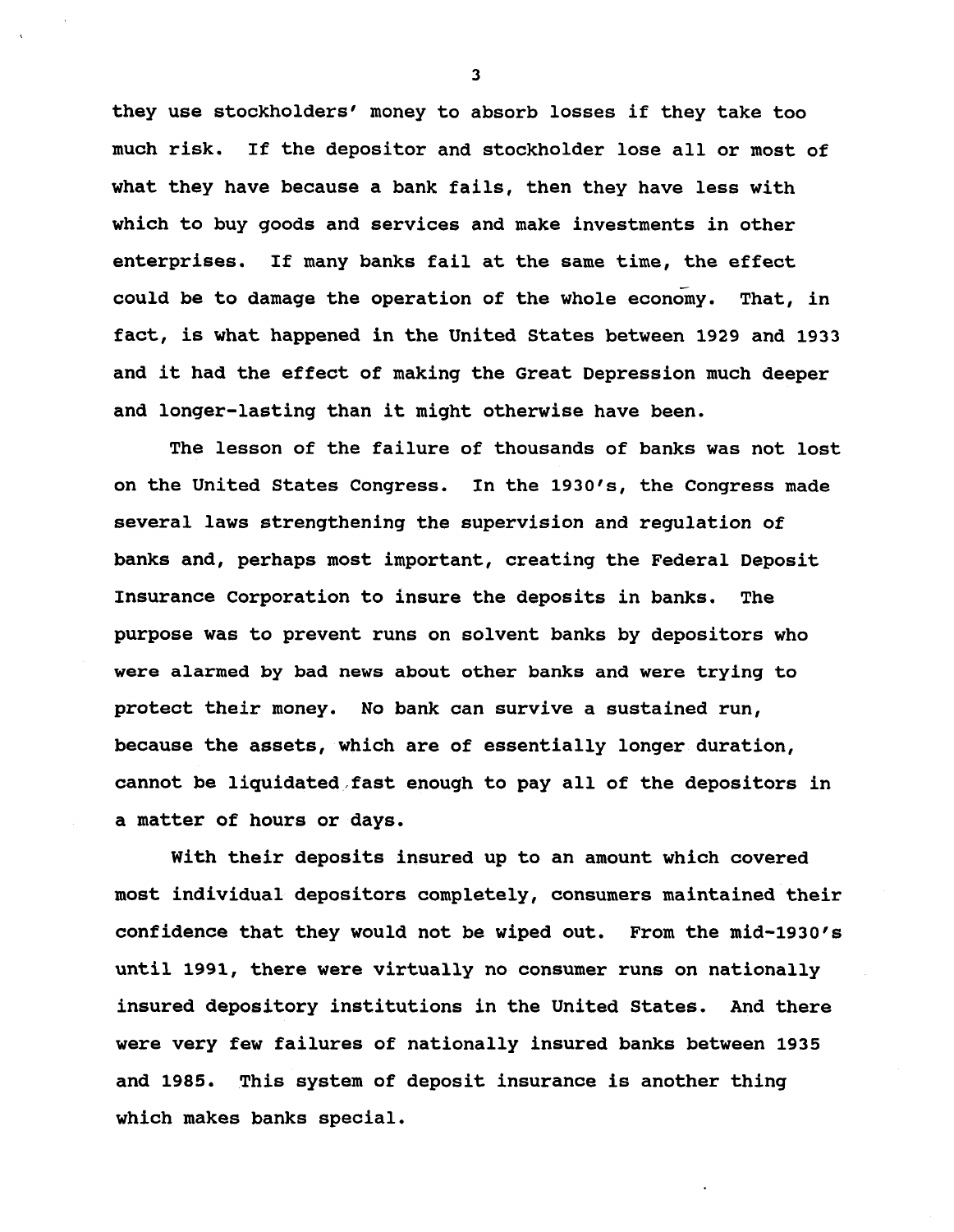they use stockholders' money to absorb losses if they take too much risk. If the depositor and stockholder lose all or most of what they have because a bank fails, then they have less with which to buy goods and services and make investments in other enterprises. If many banks fail at the same time, the effect could be to damage the operation of the whole economy. That, in fact, is what happened in the United States between 1929 and 1933 and it had the effect of making the Great Depression much deeper and longer-lasting than it might otherwise have been.

The lesson of the failure of thousands of banks was not lost on the United States Congress. In the 1930's, the Congress made several laws strengthening the supervision and regulation of banks and, perhaps most important, creating the Federal Deposit Insurance Corporation to insure the deposits in banks. The purpose was to prevent runs on solvent banks by depositors who were alarmed by bad news about other banks and were trying to protect their money. No bank can survive a sustained run, because the assets, which are of essentially longer duration, cannot be liquidated fast enough to pay all of the depositors in a matter of hours or days.

With their deposits insured up to an amount which covered most individual depositors completely, consumers maintained their confidence that they would not be wiped out. From the mid-1930's until 1991, there were virtually no consumer runs on nationally insured depository institutions in the United States. And there were very few failures of nationally insured banks between 1935 and 1985. This system of deposit insurance is another thing which makes banks special.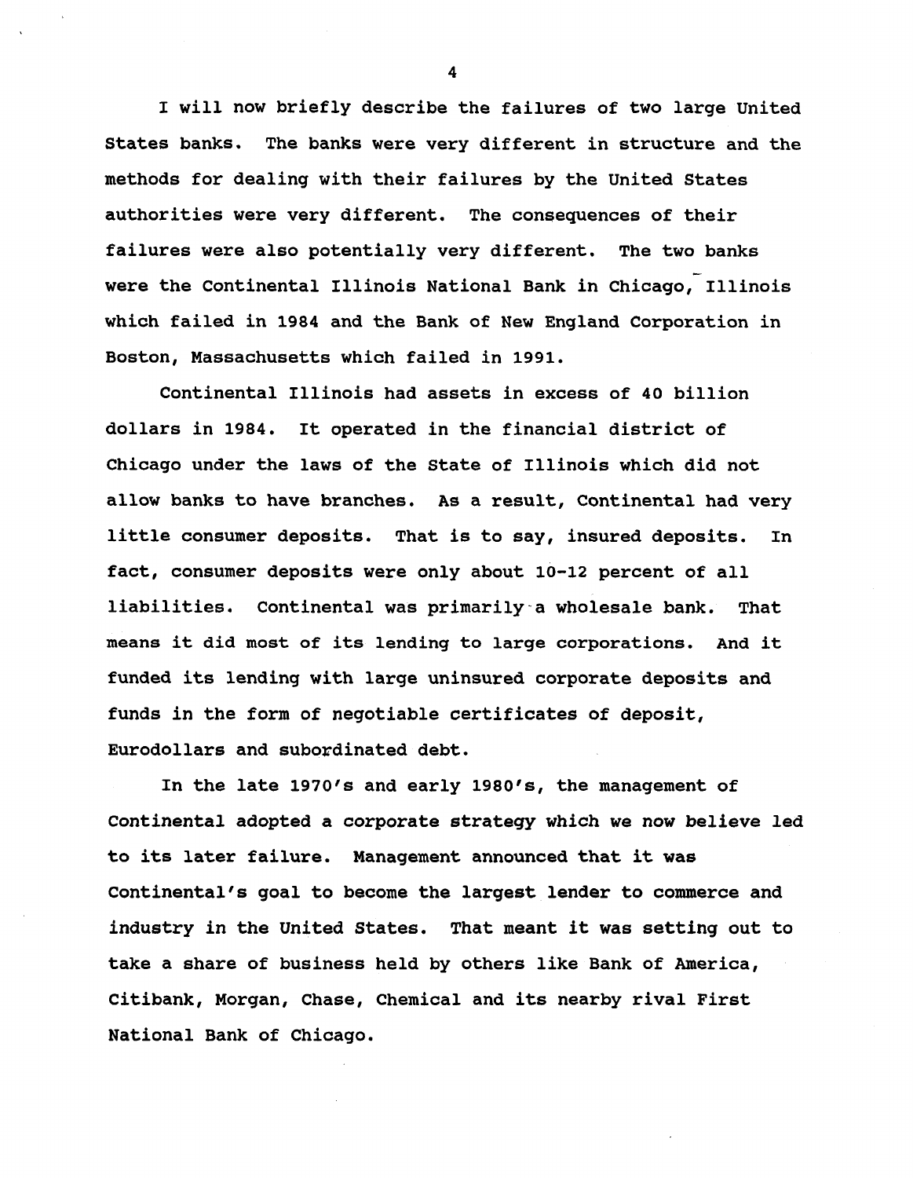I will now briefly describe the failures of two large United States banks. The banks were very different in structure and the methods for dealing with their failures by the United States authorities were very different. The consequences of their failures were also potentially very different. The two banks were the Continental Illinois National Bank in Chicago, Illinois which failed in 1984 and the Bank of New England Corporation in Boston, Massachusetts which failed in 1991.

Continental Illinois had assets in excess of 40 billion dollars in 1984. It operated in the financial district of Chicago under the laws of the State of Illinois which did not allow banks to have branches. As a result, Continental had very little consumer deposits. That is to say, insured deposits. In fact, consumer deposits were only about 10-12 percent of all liabilities. Continental was primarily a wholesale bank. That means it did most of its lending to large corporations. And it funded its lending with large uninsured corporate deposits and funds in the form of negotiable certificates of deposit, Eurodollars and subordinated debt.

In the late 1970's and early 1980's, the management of Continental adopted a corporate strategy which we now believe led to its later failure. Management announced that it was Continental's goal to become the largest lender to commerce and industry in the United States. That meant it was setting out to take a share of business held by others like Bank of America, Citibank, Morgan, Chase, Chemical and its nearby rival First National Bank of Chicago.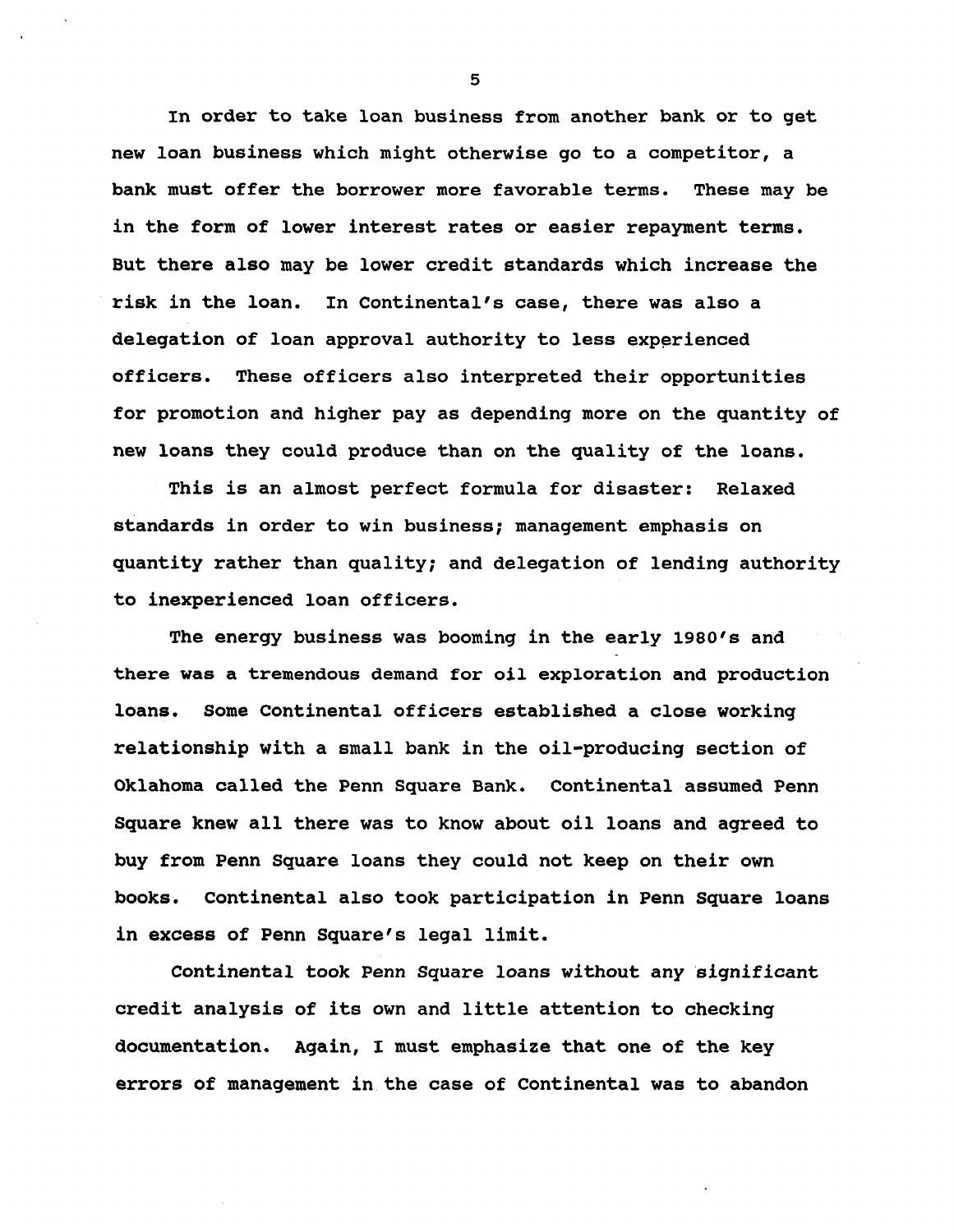In order to take loan business from another bank or to get new loan business which might otherwise go to a competitor, a bank must offer the borrower more favorable terms. These may be in the form of lower interest rates or easier repayment terms. But there also may be lower credit standards which increase the risk in the loan. In Continental's case, there was also a delegation of loan approval authority to less experienced officers. These officers also interpreted their opportunities for promotion and higher pay as depending more on the quantity of new loans they could produce than on the quality of the loans.

This is an almost perfect formula for disaster: Relaxed standards in order to win business; management emphasis on quantity rather than quality; and delegation of lending authority to inexperienced loan officers.

The energy business was booming in the early 1980's and there was a tremendous demand for oil exploration and production loans. Some Continental officers established a close working relationship with a small bank in the oil-producing section of Oklahoma called the Penn Square Bank. Continental assumed Penn Square knew all there was to know about oil loans and agreed to buy from Penn Square loans they could not keep on their own books. Continental also took participation in Penn Square loans in excess of Penn Square's legal limit.

Continental took Penn Square loans without any significant credit analysis of its own and little attention to checking documentation. Again, I must emphasize that one of the key errors of management in the case of Continental was to abandon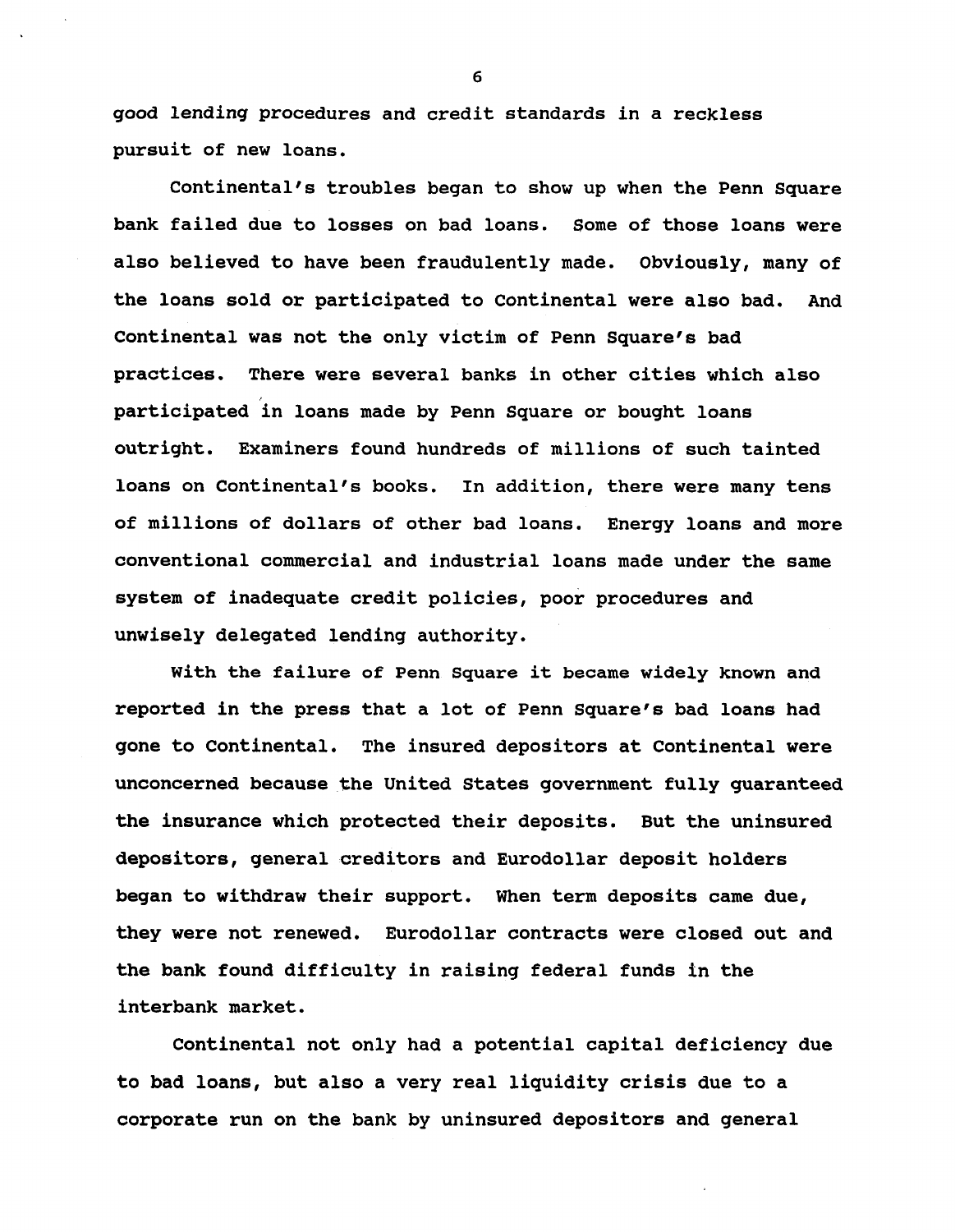good lending procedures and credit standards in a reckless pursuit of new loans.

Continental's troubles began to show up when the Penn Square bank failed due to losses on bad loans. Some of those loans were also believed to have been fraudulently made. Obviously, many of the loans sold or participated to Continental were also bad. And Continental was not the only victim of Penn Square's bad practices. There were several banks in other cities which also participated in loans made by Penn Square or bought loans outright. Examiners found hundreds of millions of such tainted loans on Continental's books. In addition, there were many tens of millions of dollars of other bad loans. Energy loans and more conventional commercial and industrial loans made under the same system of inadequate credit policies, poor procedures and unwisely delegated lending authority.

With the failure of Penn Square it became widely known and reported in the press that a lot of Penn Square's bad loans had gone to Continental. The insured depositors at Continental were unconcerned because the United States government fully guaranteed the insurance which protected their deposits. But the uninsured depositors, general creditors and Eurodollar deposit holders began to withdraw their support. When term deposits came due, they were not renewed. Eurodollar contracts were closed out and the bank found difficulty in raising federal funds in the interbank market.

Continental not only had a potential capital deficiency due to bad loans, but also a very real liquidity crisis due to a corporate run on the bank by uninsured depositors and general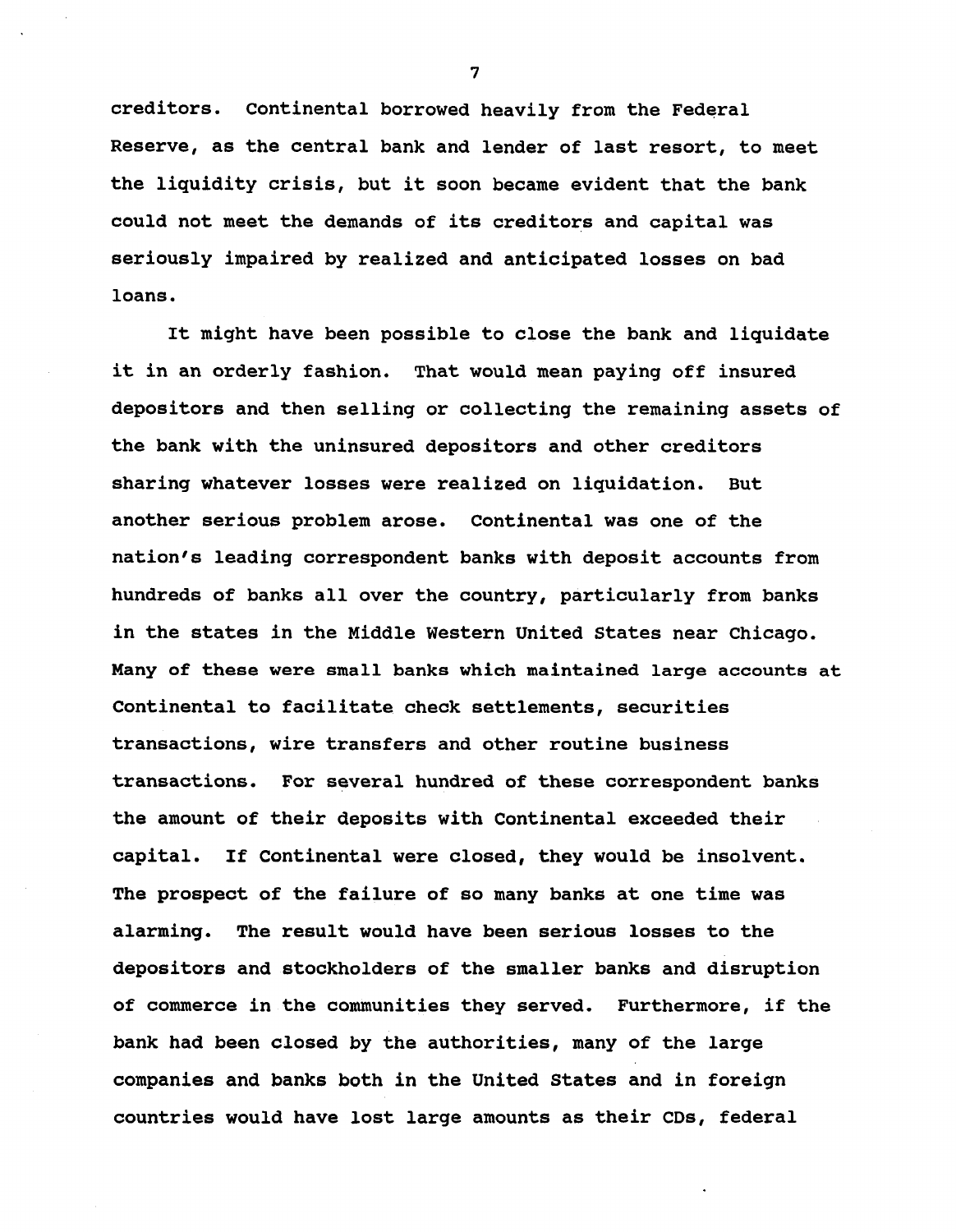creditors. Continental borrowed heavily from the Federal Reserve, as the central bank and lender of last resort, to meet the liquidity crisis, but it soon became evident that the bank could not meet the demands of its creditors and capital was seriously impaired by realized and anticipated losses on bad loans.

It might have been possible to close the bank and liquidate it in an orderly fashion. That would mean paying off insured depositors and then selling or collecting the remaining assets of the bank with the uninsured depositors and other creditors sharing whatever losses were realized on liquidation. But another serious problem arose. Continental was one of the nation's leading correspondent banks with deposit accounts from hundreds of banks all over the country, particularly from banks in the states in the Middle Western United States near Chicago. Many of these were small banks which maintained large accounts at Continental to facilitate check settlements, securities transactions, wire transfers and other routine business transactions. For several hundred of these correspondent banks the amount of their deposits with Continental exceeded their capital. If Continental were closed, they would be insolvent. The prospect of the failure of so many banks at one time was alarming. The result would have been serious losses to the depositors and stockholders of the smaller banks and disruption of commerce in the communities they served. Furthermore, if the bank had been closed by the authorities, many of the large companies and banks both in the United States and in foreign countries would have lost large amounts as their CDs, federal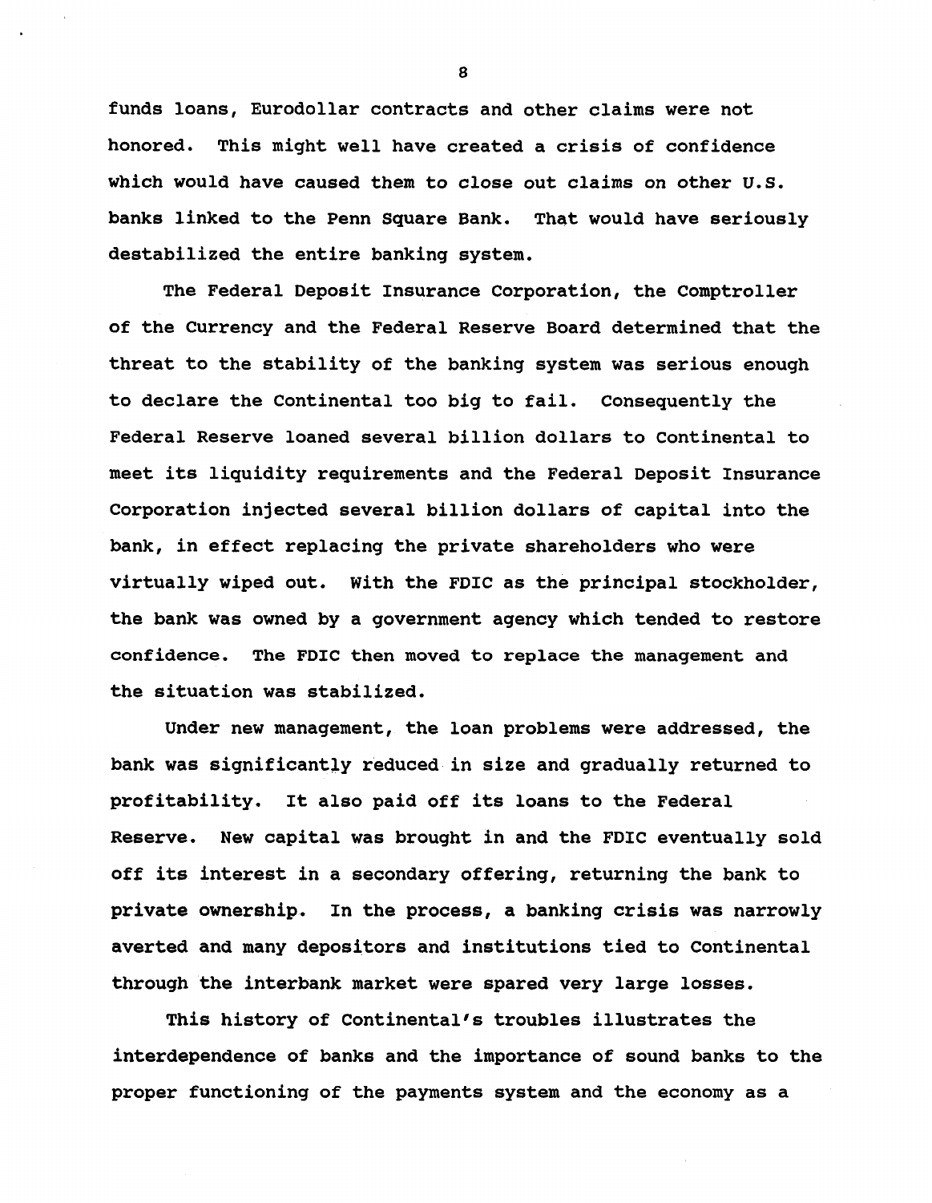funds loans, Eurodollar contracts and other claims were not honored. This might well have created a crisis of confidence which would have caused them to close out claims on other U.S. banks linked to the Penn Square Bank. That would have seriously destabilized the entire banking system.

The Federal Deposit Insurance Corporation, the Comptroller of the Currency and the Federal Reserve Board determined that the threat to the stability of the banking system was serious enough to declare the Continental too big to fail. Consequently the Federal Reserve loaned several billion dollars to Continental to meet its liquidity requirements and the Federal Deposit Insurance Corporation injected several billion dollars of capital into the bank, in effect replacing the private shareholders who were virtually wiped out. With the FDIC as the principal stockholder, the bank was owned by a government agency which tended to restore confidence. The FDIC then moved to replace the management and the situation was stabilized.

Under new management, the loan problems were addressed, the bank was significantly reduced in size and gradually returned to profitability. It also paid off its loans to the Federal Reserve. New capital was brought in and the FDIC eventually sold off its interest in a secondary offering, returning the bank to private ownership. In the process, a banking crisis was narrowly averted and many depositors and institutions tied to Continental through the interbank market were spared very large losses.

This history of Continental's troubles illustrates the interdependence of banks and the importance of sound banks to the proper functioning of the payments system and the economy as a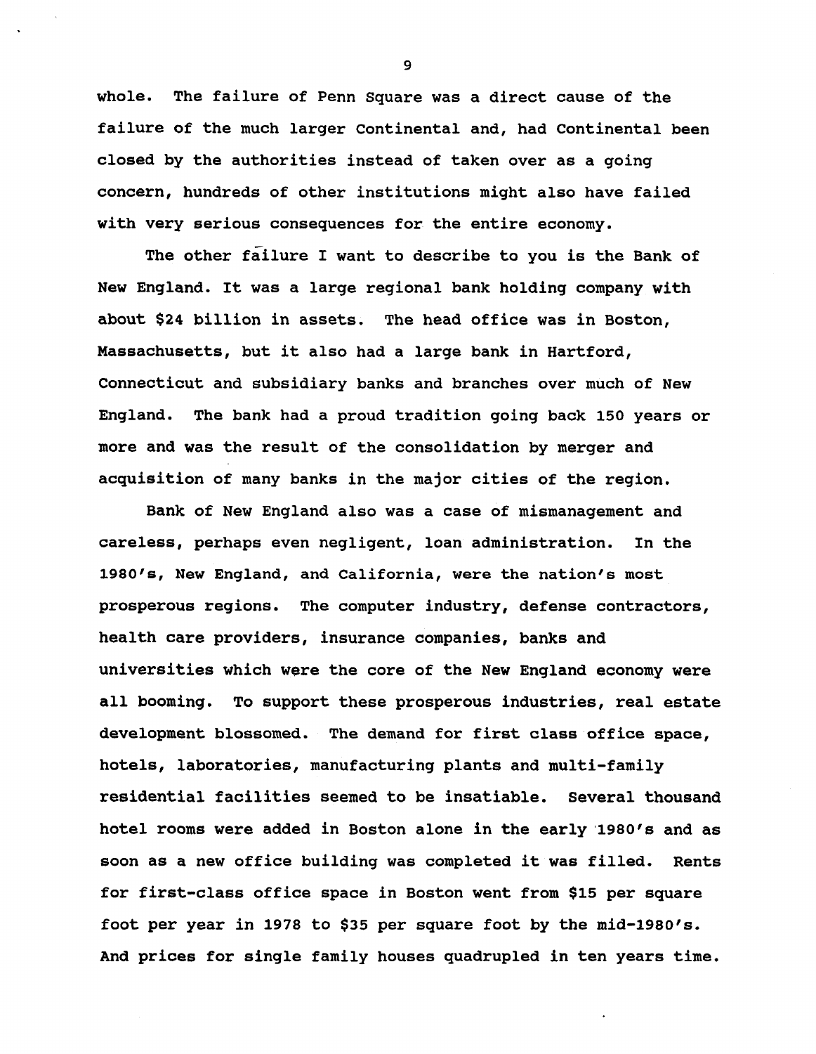whole. The failure of Penn Square was a direct cause of the failure of the much larger Continental and, had Continental been closed by the authorities instead of taken over as a going concern, hundreds of other institutions might also have failed with very serious consequences for the entire economy.

The other failure I want to describe to you is the Bank of New England. It was a large regional bank holding company with about $24 billion in assets. The head office was in Boston, Massachusetts, but it also had a large bank in Hartford, Connecticut and subsidiary banks and branches over much of New England. The bank had a proud tradition going back 150 years or more and was the result of the consolidation by merger and acquisition of many banks in the major cities of the region.

Bank of New England also was a case of mismanagement and careless, perhaps even negligent, loan administration. In the 1980's, New England, and California, were the nation's most prosperous regions. The computer industry, defense contractors, health care providers, insurance companies, banks and universities which were the core of the New England economy were all booming. To support these prosperous industries, real estate development blossomed. The demand for first class office space, hotels, laboratories, manufacturing plants and multi-family residential facilities seemed to be insatiable. Several thousand hotel rooms were added in Boston alone in the early 1980's and as soon as a new office building was completed it was filled. Rents for first-class office space in Boston went from $15 per square foot per year in 1978 to $35 per square foot by the mid-1980's. And prices for single family houses quadrupled in ten years time.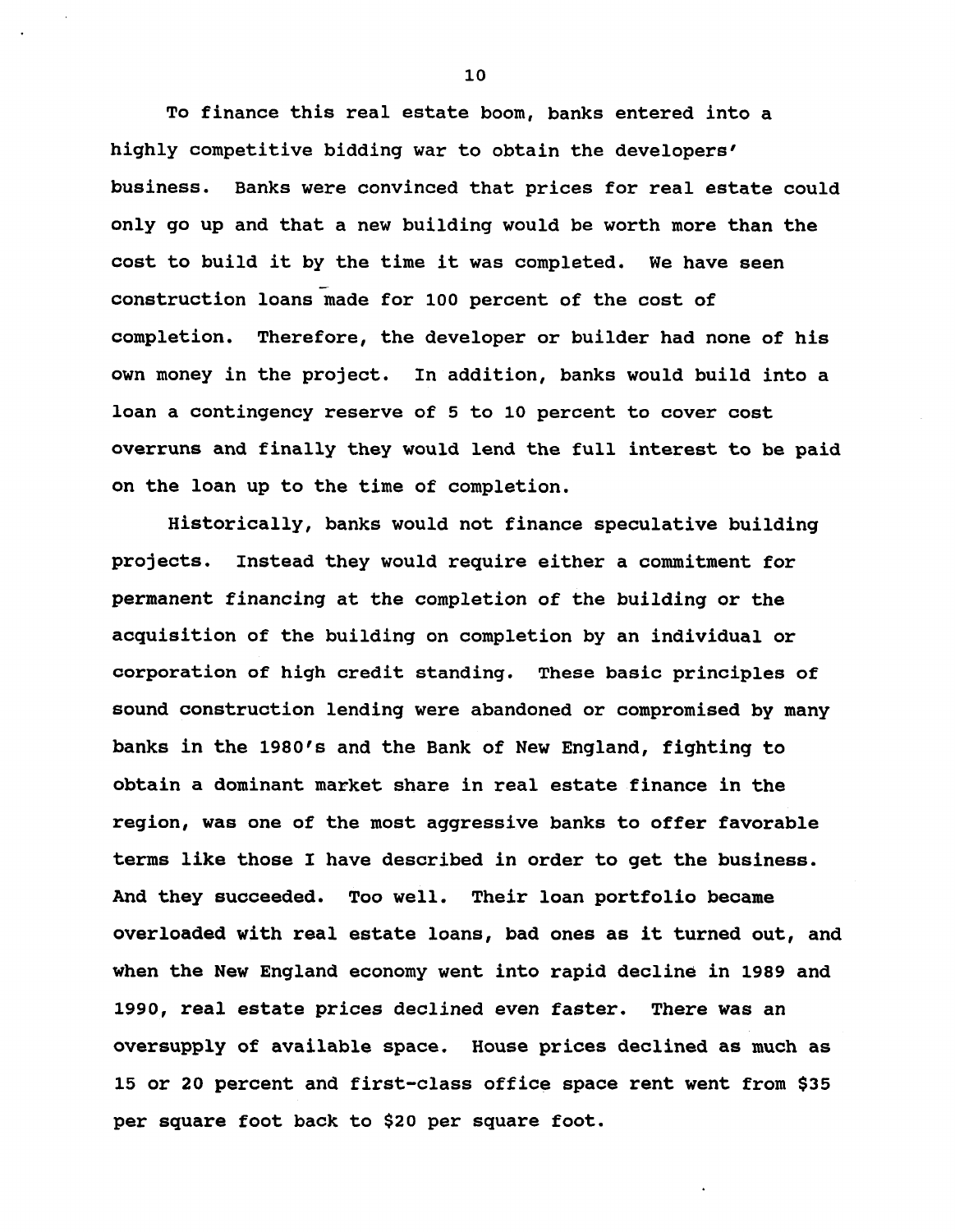To finance this real estate boom, banks entered into a highly competitive bidding war to obtain the developers' business. Banks were convinced that prices for real estate could only go up and that a new building would be worth more than the cost to build it by the time it was completed. We have seen construction loans made for 100 percent of the cost of completion. Therefore, the developer or builder had none of his own money in the project. In addition, banks would build into a loan a contingency reserve of 5 to 10 percent to cover cost overruns and finally they would lend the full interest to be paid on the loan up to the time of completion.

Historically, banks would not finance speculative building projects. Instead they would require either a commitment for permanent financing at the completion of the building or the acquisition of the building on completion by an individual or corporation of high credit standing. These basic principles of sound construction lending were abandoned or compromised by many banks in the 1980's and the Bank of New England, fighting to obtain a dominant market share in real estate finance in the region, was one of the most aggressive banks to offer favorable terms like those I have described in order to get the business. And they succeeded. Too well. Their loan portfolio became overloaded with real estate loans, bad ones as it turned out, and when the New England economy went into rapid decline in 1989 and 1990, real estate prices declined even faster. There was an oversupply of available space. House prices declined as much as 15 or 20 percent and first-class office space rent went from $35 per square foot back to $20 per square foot.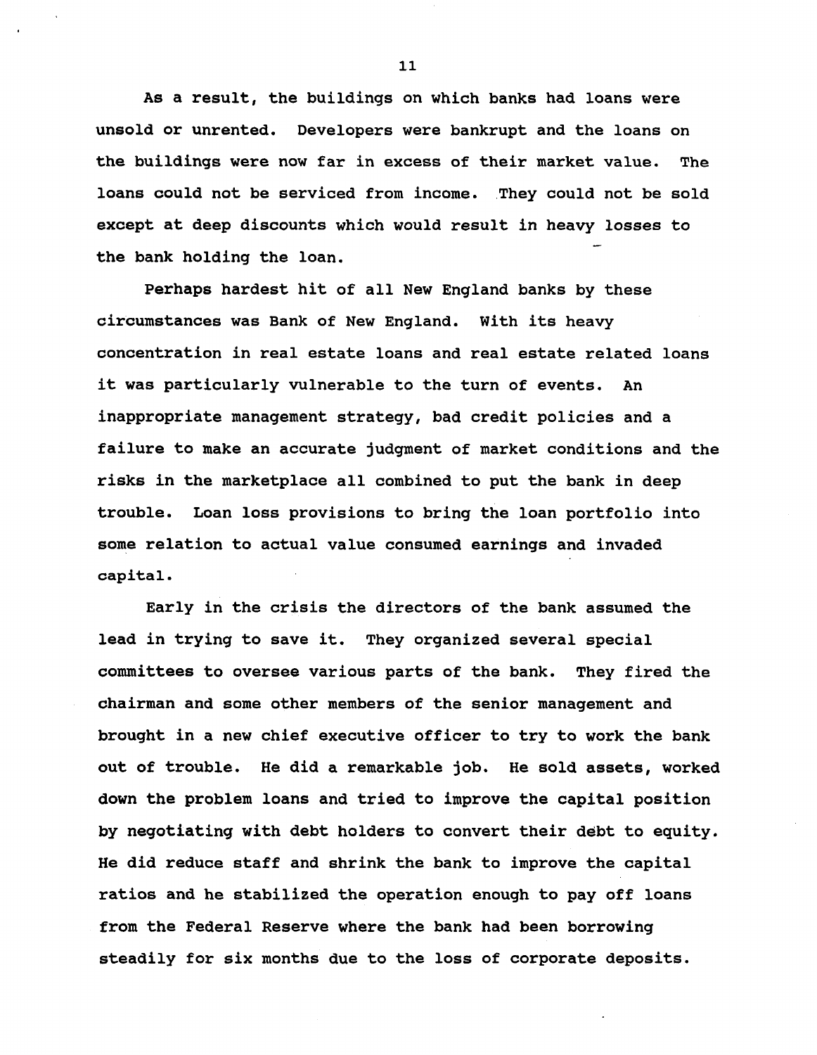As a result, the buildings on which banks had loans were unsold or unrented. Developers were bankrupt and the loans on the buildings were now far in excess of their market value. The loans could not be serviced from income. They could not be sold except at deep discounts which would result in heavy losses to the bank holding the loan.

Perhaps hardest hit of all New England banks by these circumstances was Bank of New England. With its heavy concentration in real estate loans and real estate related loans it was particularly vulnerable to the turn of events. An inappropriate management strategy, bad credit policies and a failure to make an accurate judgment of market conditions and the risks in the marketplace all combined to put the bank in deep trouble. Loan loss provisions to bring the loan portfolio into some relation to actual value consumed earnings and invaded capital.

Early in the crisis the directors of the bank assumed the lead in trying to save it. They organized several special committees to oversee various parts of the bank. They fired the chairman and some other members of the senior management and brought in a new chief executive officer to try to work the bank out of trouble. He did a remarkable job. He sold assets, worked down the problem loans and tried to improve the capital position by negotiating with debt holders to convert their debt to equity. He did reduce staff and shrink the bank to improve the capital ratios and he stabilized the operation enough to pay off loans from the Federal Reserve where the bank had been borrowing steadily for six months due to the loss of corporate deposits.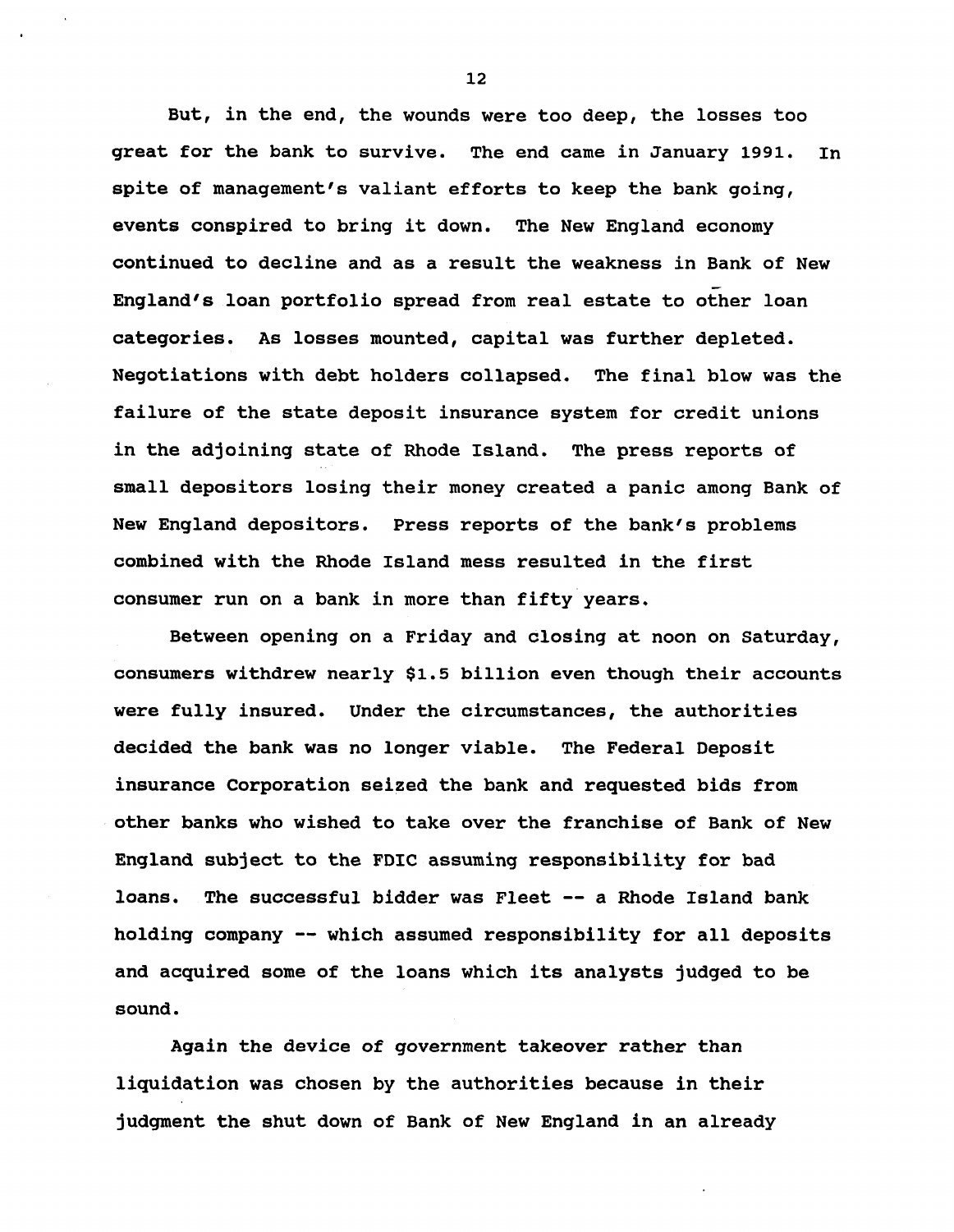But, in the end, the wounds were too deep, the losses too great for the bank to survive. The end came in January 1991. In spite of management's valiant efforts to keep the bank going, events conspired to bring it down. The New England economy continued to decline and as a result the weakness in Bank of New England's loan portfolio spread from real estate to other loan categories. As losses mounted, capital was further depleted. Negotiations with debt holders collapsed. The final blow was the failure of the state deposit insurance system for credit unions in the adjoining state of Rhode Island. The press reports of small depositors losing their money created a panic among Bank of New England depositors. Press reports of the bank's problems combined with the Rhode Island mess resulted in the first consumer run on a bank in more than fifty years.

Between opening on a Friday and closing at noon on Saturday, consumers withdrew nearly $1.5 billion even though their accounts were fully insured. Under the circumstances, the authorities decided the bank was no longer viable. The Federal Deposit insurance Corporation seized the bank and requested bids from other banks who wished to take over the franchise of Bank of New England subject to the FDIC assuming responsibility for bad loans. The successful bidder was Fleet -- a Rhode Island bank holding company -- which assumed responsibility for all deposits and acquired some of the loans which its analysts judged to be sound.

Again the device of government takeover rather than liquidation was chosen by the authorities because in their judgment the shut down of Bank of New England in an already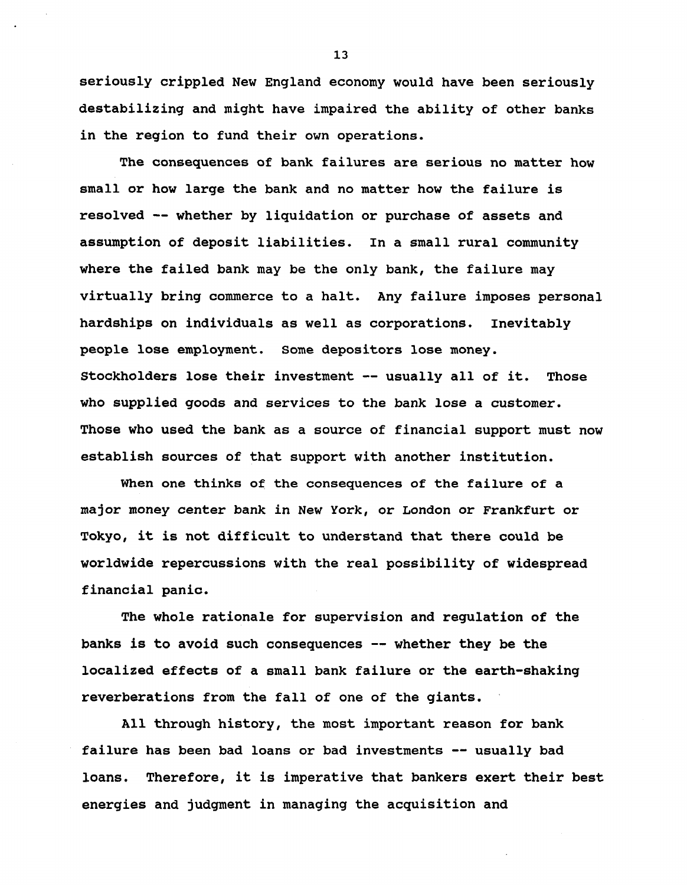seriously crippled New England economy would have been seriously destabilizing and might have impaired the ability of other banks in the region to fund their own operations.

The consequences of bank failures are serious no matter how small or how large the bank and no matter how the failure is resolved -- whether by liquidation or purchase of assets and assumption of deposit liabilities. In a small rural community where the failed bank may be the only bank, the failure may virtually bring commerce to a halt. Any failure imposes personal hardships on individuals as well as corporations. Inevitably people lose employment. Some depositors lose money. Stockholders lose their investment -- usually all of it. Those who supplied goods and services to the bank lose a customer. Those who used the bank as a source of financial support must now establish sources of that support with another institution.

When one thinks of the consequences of the failure of a major money center bank in New York, or London or Frankfurt or Tokyo, it is not difficult to understand that there could be worldwide repercussions with the real possibility of widespread financial panic.

The whole rationale for supervision and regulation of the banks is to avoid such consequences -- whether they be the localized effects of a small bank failure or the earth-shaking reverberations from the fall of one of the giants.

All through history, the most important reason for bank failure has been bad loans or bad investments -- usually bad loans. Therefore, it is imperative that bankers exert their best energies and judgment in managing the acquisition and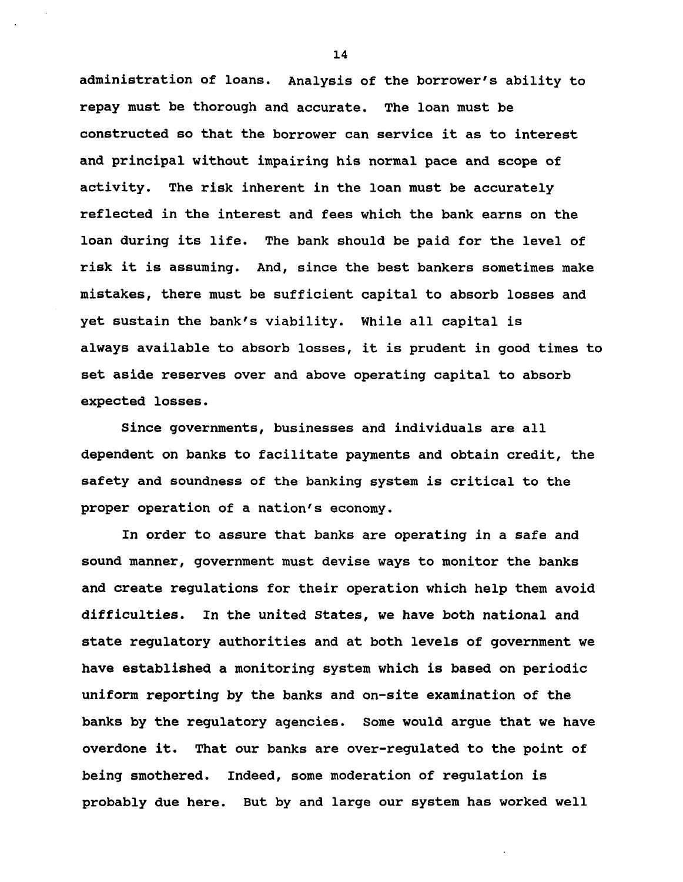administration of loans. Analysis of the borrower's ability to repay must be thorough and accurate. The loan must be constructed so that the borrower can service it as to interest and principal without impairing his normal pace and scope of activity. The risk inherent in the loan must be accurately reflected in the interest and fees which the bank earns on the loan during its life. The bank should be paid for the level of risk it is assuming. And, since the best bankers sometimes make mistakes, there must be sufficient capital to absorb losses and yet sustain the bank's viability. While all capital is always available to absorb losses, it is prudent in good times to set aside reserves over and above operating capital to absorb expected losses.

Since governments, businesses and individuals are all dependent on banks to facilitate payments and obtain credit, the safety and soundness of the banking system is critical to the proper operation of a nation's economy.

In order to assure that banks are operating in a safe and sound manner, government must devise ways to monitor the banks and create regulations for their operation which help them avoid difficulties. In the united States, we have both national and state regulatory authorities and at both levels of government we have established a monitoring system which is based on periodic uniform reporting by the banks and on-site examination of the banks by the regulatory agencies. Some would argue that we have overdone it. That our banks are over-regulated to the point of being smothered. Indeed, some moderation of regulation is probably due here. But by and large our system has worked well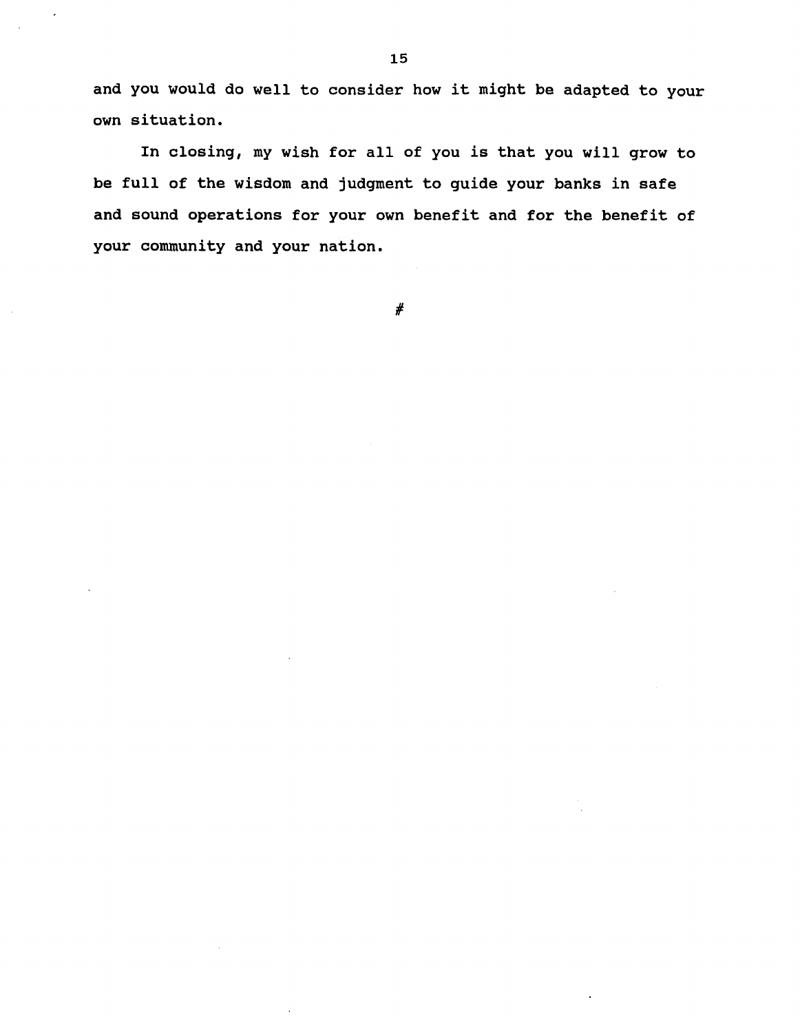and you would do well to consider how it might be adapted to your own situation.

In closing, my wish for all of you is that you will grow to be full of the wisdom and judgment to guide your banks in safe and sound operations for your own benefit and for the benefit of your community and your nation.

#